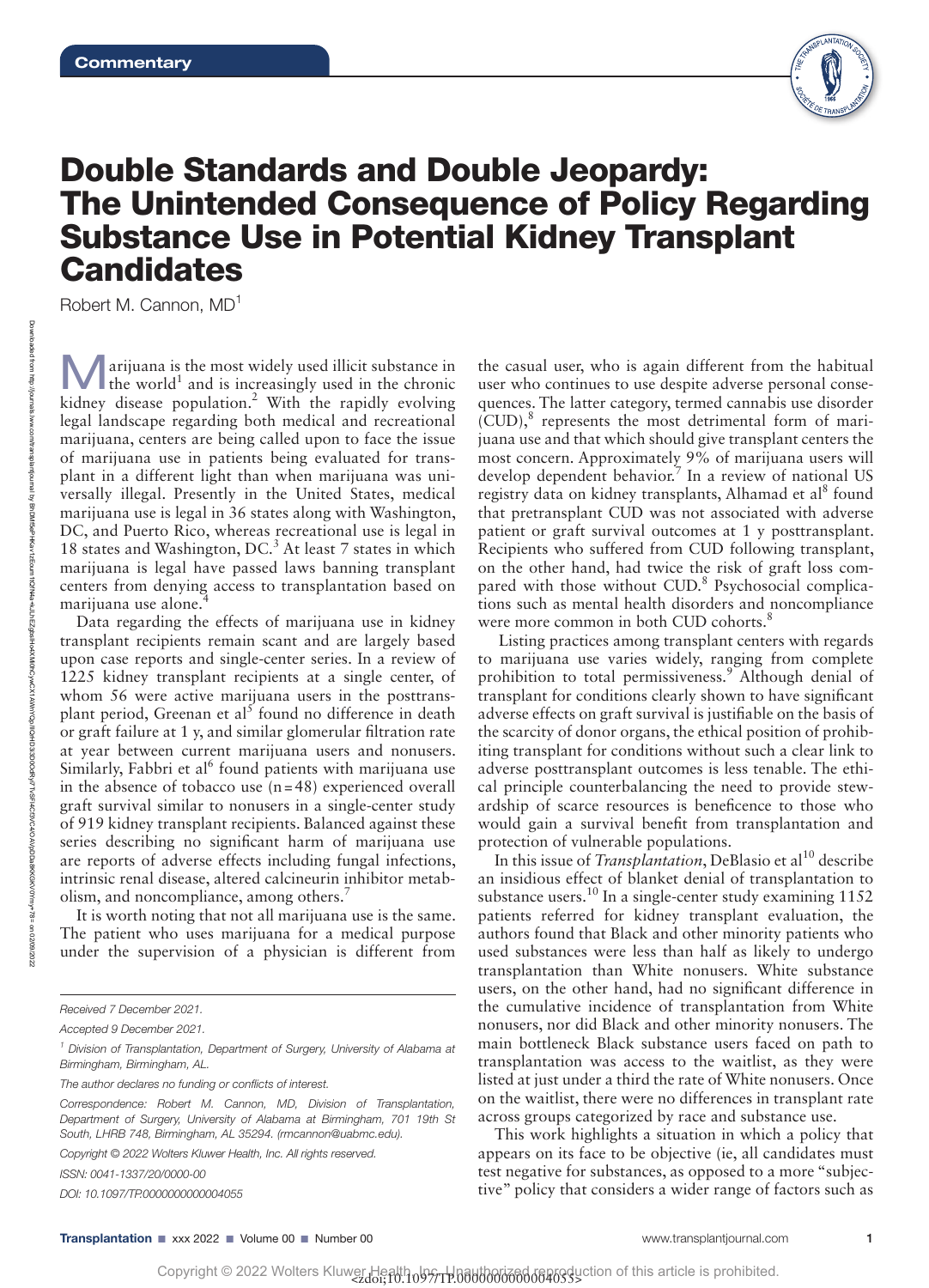Commentary

# Double Standards and Double Jeopardy: The Unintended Consequence of Policy Regarding Substance Use in Potential Kidney Transplant Candidates

Robert M. Cannon, MD[1]

Marijuana is the most widely used illicit substance in the world[1] and is increasingly used in the chronic kidney disease population.[2] With the rapidly evolving legal landscape regarding both medical and recreational marijuana, centers are being called upon to face the issue of marijuana use in patients being evaluated for transplant in a different light than when marijuana was universally illegal. Presently in the United States, medical marijuana use is legal in 36 states along with Washington, DC, and Puerto Rico, whereas recreational use is legal in 18 states and Washington, DC.[3] At least 7 states in which marijuana is legal have passed laws banning transplant centers from denying access to transplantation based on marijuana use alone.[4]

Data regarding the effects of marijuana use in kidney transplant recipients remain scant and are largely based upon case reports and single-center series. In a review of 1225 kidney transplant recipients at a single center, of whom 56 were active marijuana users in the posttransplant period, Greenan et al[5] found no difference in death or graft failure at 1 y, and similar glomerular filtration rate at year between current marijuana users and nonusers. Similarly, Fabbri et al[6] found patients with marijuana use in the absence of tobacco use (n = 48) experienced overall graft survival similar to nonusers in a single-center study of 919 kidney transplant recipients. Balanced against these series describing no significant harm of marijuana use are reports of adverse effects including fungal infections, intrinsic renal disease, altered calcineurin inhibitor metabolism, and noncompliance, among others.[7]

It is worth noting that not all marijuana use is the same. The patient who uses marijuana for a medical purpose under the supervision of a physician is different from the casual user, who is again different from the habitual user who continues to use despite adverse personal consequences. The latter category, termed cannabis use disorder (CUD),[8] represents the most detrimental form of marijuana use and that which should give transplant centers the most concern. Approximately 9% of marijuana users will develop dependent behavior.[7] In a review of national US registry data on kidney transplants, Alhamad et al[8] found that pretransplant CUD was not associated with adverse patient or graft survival outcomes at 1 y posttransplant. Recipients who suffered from CUD following transplant, on the other hand, had twice the risk of graft loss compared with those without CUD.[8] Psychosocial complications such as mental health disorders and noncompliance were more common in both CUD cohorts.[8]

Listing practices among transplant centers with regards to marijuana use varies widely, ranging from complete prohibition to total permissiveness.[9] Although denial of transplant for conditions clearly shown to have significant adverse effects on graft survival is justifiable on the basis of the scarcity of donor organs, the ethical position of prohibiting transplant for conditions without such a clear link to adverse posttransplant outcomes is less tenable. The ethical principle counterbalancing the need to provide stewardship of scarce resources is beneficence to those who would gain a survival benefit from transplantation and protection of vulnerable populations.

In this issue of *Transplantation*, DeBlasio et al[10] describe an insidious effect of blanket denial of transplantation to substance users.[10] In a single-center study examining 1152 patients referred for kidney transplant evaluation, the authors found that Black and other minority patients who used substances were less than half as likely to undergo transplantation than White nonusers. White substance users, on the other hand, had no significant difference in the cumulative incidence of transplantation from White nonusers, nor did Black and other minority nonusers. The main bottleneck Black substance users faced on path to transplantation was access to the waitlist, as they were listed at just under a third the rate of White nonusers. Once on the waitlist, there were no differences in transplant rate across groups categorized by race and substance use.

This work highlights a situation in which a policy that appears on its face to be objective (ie, all candidates must test negative for substances, as opposed to a more "subjective" policy that considers a wider range of factors such as

Received 7 December 2021.

Accepted 9 December 2021.

[1] Division of Transplantation, Department of Surgery, University of Alabama at Birmingham, Birmingham, AL.

The author declares no funding or conflicts of interest.

Correspondence: Robert M. Cannon, MD, Division of Transplantation, Department of Surgery, University of Alabama at Birmingham, 701 19th St South, LHRB 748, Birmingham, AL 35294. (rmcannon@uabmc.edu).

Copyright © 2022 Wolters Kluwer Health, Inc. All rights reserved.

ISSN: 0041-1337/20/0000-00

DOI: 10.1097/TP.0000000000004055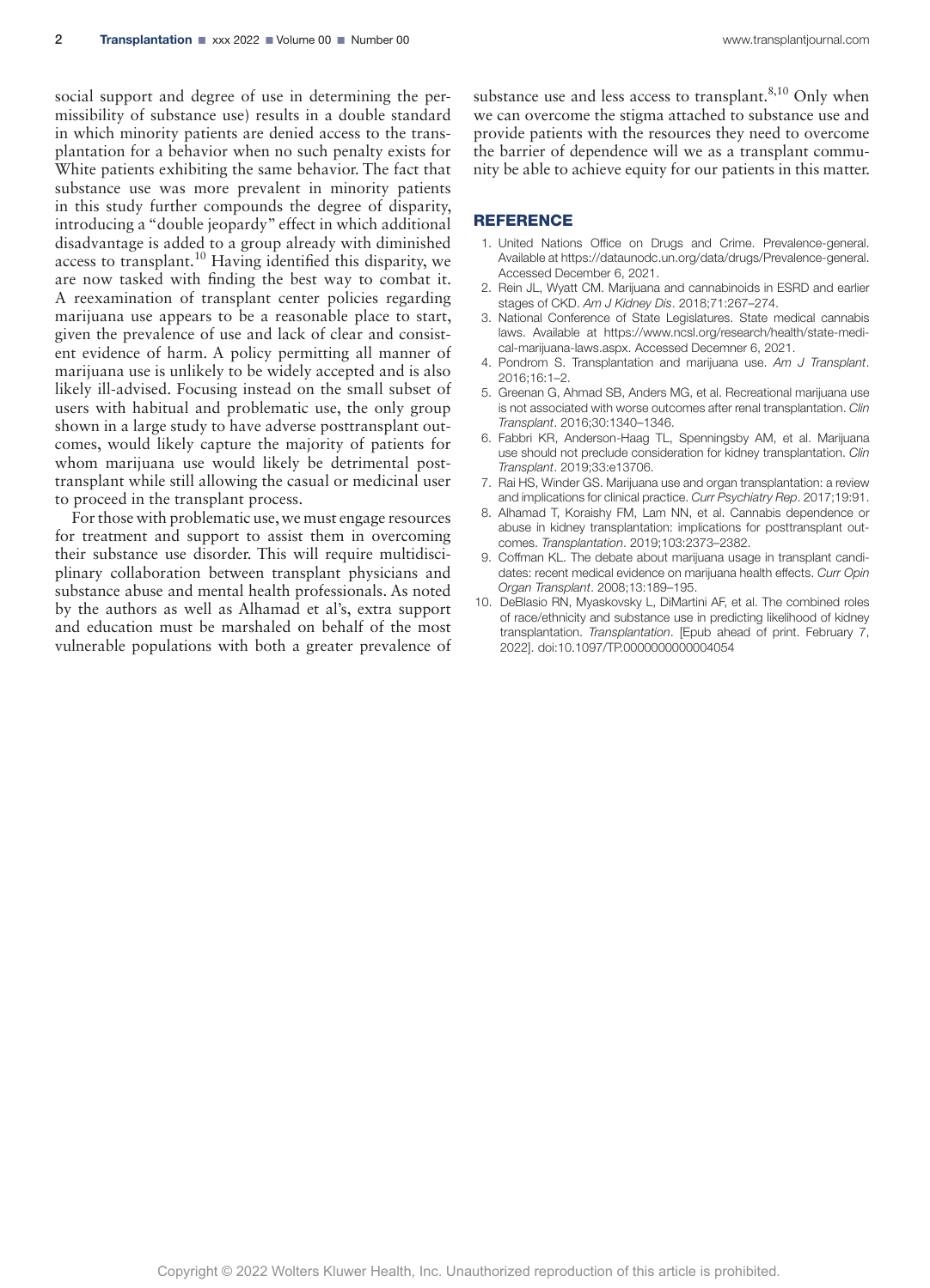social support and degree of use in determining the permissibility of substance use) results in a double standard in which minority patients are denied access to the transplantation for a behavior when no such penalty exists for White patients exhibiting the same behavior. The fact that substance use was more prevalent in minority patients in this study further compounds the degree of disparity, introducing a "double jeopardy" effect in which additional disadvantage is added to a group already with diminished access to transplant.[10] Having identified this disparity, we are now tasked with finding the best way to combat it. A reexamination of transplant center policies regarding marijuana use appears to be a reasonable place to start, given the prevalence of use and lack of clear and consistent evidence of harm. A policy permitting all manner of marijuana use is unlikely to be widely accepted and is also likely ill-advised. Focusing instead on the small subset of users with habitual and problematic use, the only group shown in a large study to have adverse posttransplant outcomes, would likely capture the majority of patients for whom marijuana use would likely be detrimental posttransplant while still allowing the casual or medicinal user to proceed in the transplant process.

For those with problematic use, we must engage resources for treatment and support to assist them in overcoming their substance use disorder. This will require multidisciplinary collaboration between transplant physicians and substance abuse and mental health professionals. As noted by the authors as well as Alhamad et al's, extra support and education must be marshaled on behalf of the most vulnerable populations with both a greater prevalence of substance use and less access to transplant.[8,10] Only when we can overcome the stigma attached to substance use and provide patients with the resources they need to overcome the barrier of dependence will we as a transplant community be able to achieve equity for our patients in this matter.

## REFERENCE

1. United Nations Office on Drugs and Crime. Prevalence-general. Available at https://dataunodc.un.org/data/drugs/Prevalence-general. Accessed December 6, 2021.
2. Rein JL, Wyatt CM. Marijuana and cannabinoids in ESRD and earlier stages of CKD. *Am J Kidney Dis*. 2018;71:267–274.
3. National Conference of State Legislatures. State medical cannabis laws. Available at https://www.ncsl.org/research/health/state-medical-marijuana-laws.aspx. Accessed Decemner 6, 2021.
4. Pondrom S. Transplantation and marijuana use. *Am J Transplant*. 2016;16:1–2.
5. Greenan G, Ahmad SB, Anders MG, et al. Recreational marijuana use is not associated with worse outcomes after renal transplantation. *Clin Transplant*. 2016;30:1340–1346.
6. Fabbri KR, Anderson-Haag TL, Spenningsby AM, et al. Marijuana use should not preclude consideration for kidney transplantation. *Clin Transplant*. 2019;33:e13706.
7. Rai HS, Winder GS. Marijuana use and organ transplantation: a review and implications for clinical practice. *Curr Psychiatry Rep*. 2017;19:91.
8. Alhamad T, Koraishy FM, Lam NN, et al. Cannabis dependence or abuse in kidney transplantation: implications for posttransplant outcomes. *Transplantation*. 2019;103:2373–2382.
9. Coffman KL. The debate about marijuana usage in transplant candidates: recent medical evidence on marijuana health effects. *Curr Opin Organ Transplant*. 2008;13:189–195.
10. DeBlasio RN, Myaskovsky L, DiMartini AF, et al. The combined roles of race/ethnicity and substance use in predicting likelihood of kidney transplantation. *Transplantation*. [Epub ahead of print. February 7, 2022]. doi:10.1097/TP.0000000000004054